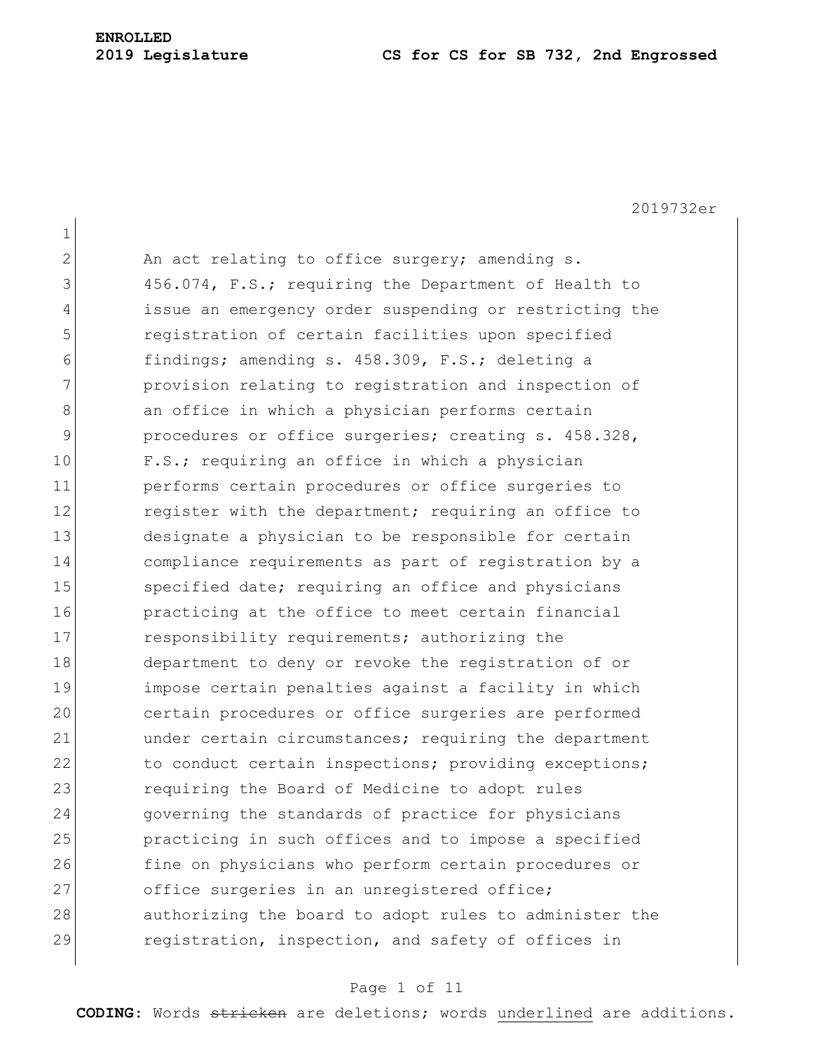**ENROLLED**

**2019 Legislature** **CS for CS for SB 732, 2nd Engrossed**

2019732er

An act relating to office surgery; amending s. 456.074, F.S.; requiring the Department of Health to issue an emergency order suspending or restricting the registration of certain facilities upon specified findings; amending s. 458.309, F.S.; deleting a provision relating to registration and inspection of an office in which a physician performs certain procedures or office surgeries; creating s. 458.328, F.S.; requiring an office in which a physician performs certain procedures or office surgeries to register with the department; requiring an office to designate a physician to be responsible for certain compliance requirements as part of registration by a specified date; requiring an office and physicians practicing at the office to meet certain financial responsibility requirements; authorizing the department to deny or revoke the registration of or impose certain penalties against a facility in which certain procedures or office surgeries are performed under certain circumstances; requiring the department to conduct certain inspections; providing exceptions; requiring the Board of Medicine to adopt rules governing the standards of practice for physicians practicing in such offices and to impose a specified fine on physicians who perform certain procedures or office surgeries in an unregistered office; authorizing the board to adopt rules to administer the registration, inspection, and safety of offices in

**CODING:** Words ~~stricken~~ are deletions; words underlined are additions.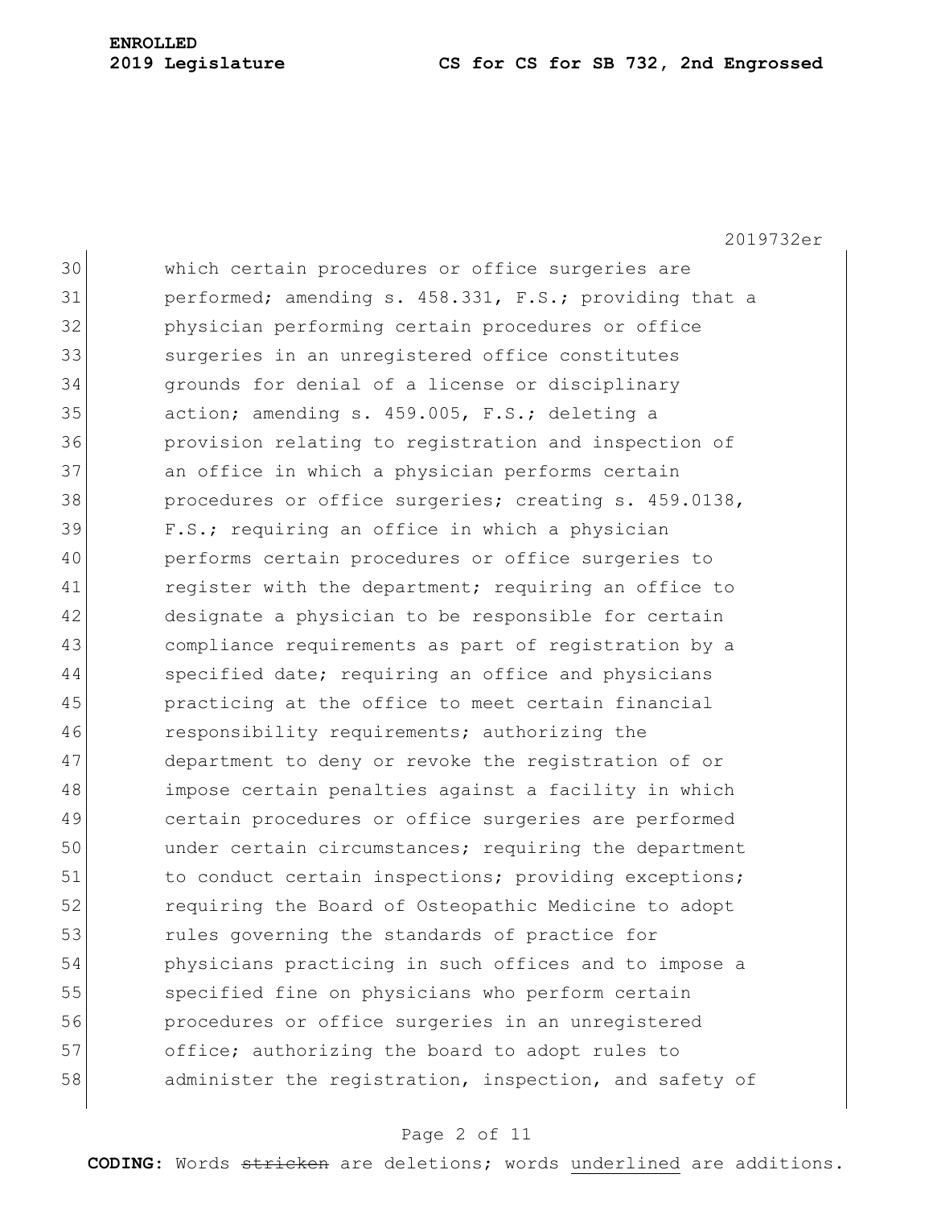which certain procedures or office surgeries are performed; amending s. 458.331, F.S.; providing that a physician performing certain procedures or office surgeries in an unregistered office constitutes grounds for denial of a license or disciplinary action; amending s. 459.005, F.S.; deleting a provision relating to registration and inspection of an office in which a physician performs certain procedures or office surgeries; creating s. 459.0138, F.S.; requiring an office in which a physician performs certain procedures or office surgeries to register with the department; requiring an office to designate a physician to be responsible for certain compliance requirements as part of registration by a specified date; requiring an office and physicians practicing at the office to meet certain financial responsibility requirements; authorizing the department to deny or revoke the registration of or impose certain penalties against a facility in which certain procedures or office surgeries are performed under certain circumstances; requiring the department to conduct certain inspections; providing exceptions; requiring the Board of Osteopathic Medicine to adopt rules governing the standards of practice for physicians practicing in such offices and to impose a specified fine on physicians who perform certain procedures or office surgeries in an unregistered office; authorizing the board to adopt rules to administer the registration, inspection, and safety of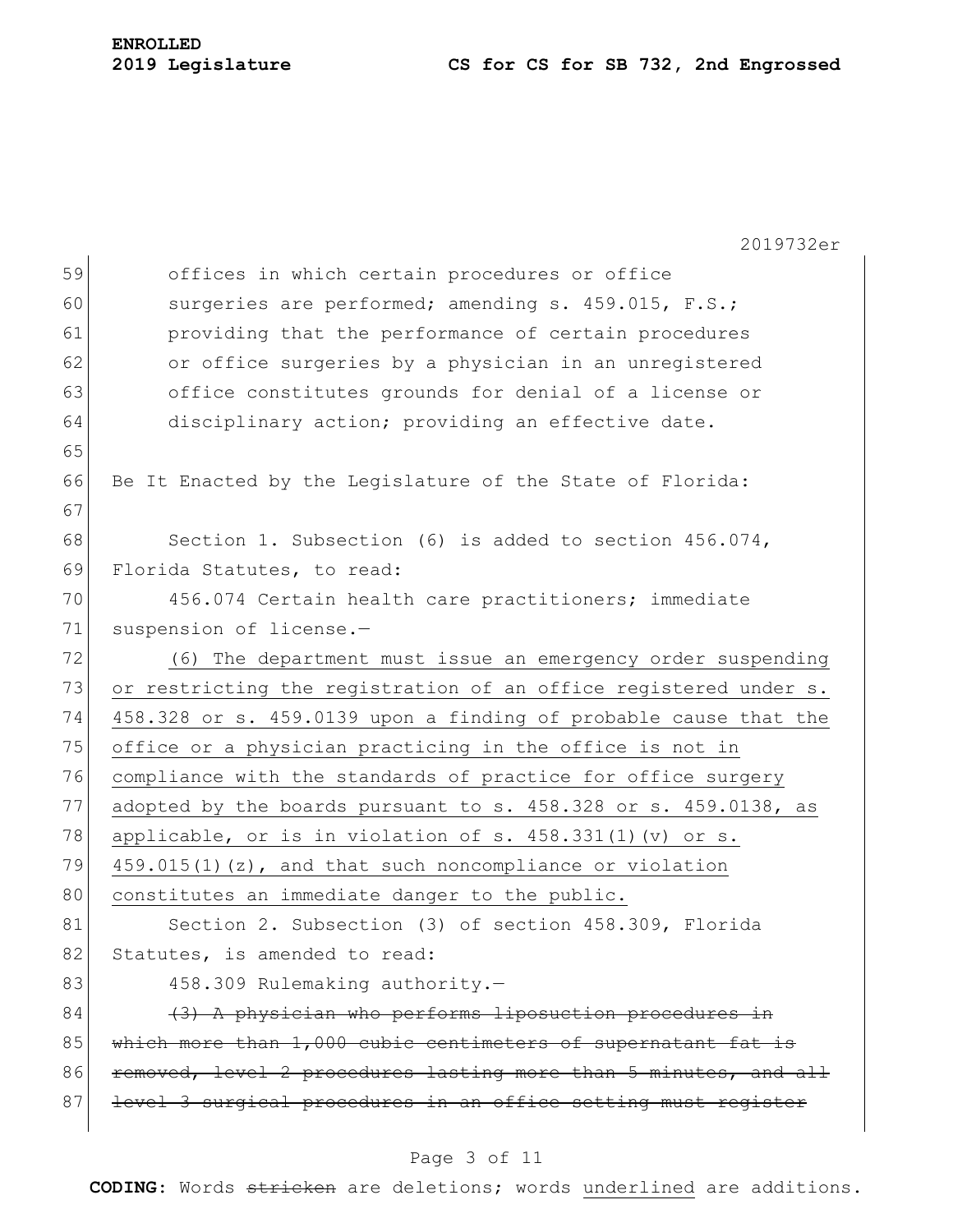offices in which certain procedures or office surgeries are performed; amending s. 459.015, F.S.; providing that the performance of certain procedures or office surgeries by a physician in an unregistered office constitutes grounds for denial of a license or disciplinary action; providing an effective date.

Be It Enacted by the Legislature of the State of Florida:

Section 1. Subsection (6) is added to section 456.074, Florida Statutes, to read:

456.074 Certain health care practitioners; immediate suspension of license.—

<u>(6) The department must issue an emergency order suspending or restricting the registration of an office registered under s. 458.328 or s. 459.0139 upon a finding of probable cause that the office or a physician practicing in the office is not in compliance with the standards of practice for office surgery adopted by the boards pursuant to s. 458.328 or s. 459.0138, as applicable, or is in violation of s. 458.331(1)(v) or s. 459.015(1)(z), and that such noncompliance or violation constitutes an immediate danger to the public.</u>

Section 2. Subsection (3) of section 458.309, Florida Statutes, is amended to read:

458.309 Rulemaking authority.—

~~(3) A physician who performs liposuction procedures in which more than 1,000 cubic centimeters of supernatant fat is removed, level 2 procedures lasting more than 5 minutes, and all level 3 surgical procedures in an office setting must register~~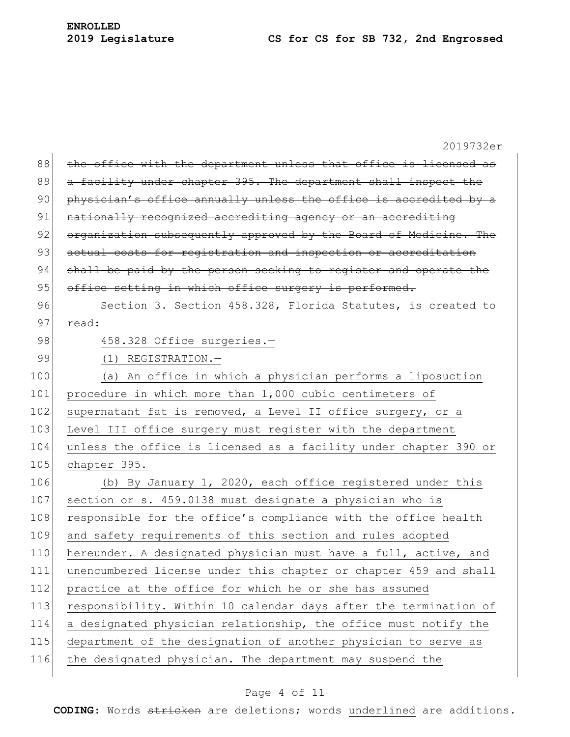~~the office with the department unless that office is licensed as a facility under chapter 395. The department shall inspect the physician's office annually unless the office is accredited by a nationally recognized accrediting agency or an accrediting organization subsequently approved by the Board of Medicine. The actual costs for registration and inspection or accreditation shall be paid by the person seeking to register and operate the office setting in which office surgery is performed.~~

Section 3. Section 458.328, Florida Statutes, is created to read:

<u>458.328 Office surgeries.—</u>

<u>(1) REGISTRATION.—</u>

<u>(a) An office in which a physician performs a liposuction procedure in which more than 1,000 cubic centimeters of supernatant fat is removed, a Level II office surgery, or a Level III office surgery must register with the department unless the office is licensed as a facility under chapter 390 or chapter 395.</u>

<u>(b) By January 1, 2020, each office registered under this section or s. 459.0138 must designate a physician who is responsible for the office's compliance with the office health and safety requirements of this section and rules adopted hereunder. A designated physician must have a full, active, and unencumbered license under this chapter or chapter 459 and shall practice at the office for which he or she has assumed responsibility. Within 10 calendar days after the termination of a designated physician relationship, the office must notify the department of the designation of another physician to serve as the designated physician. The department may suspend the</u>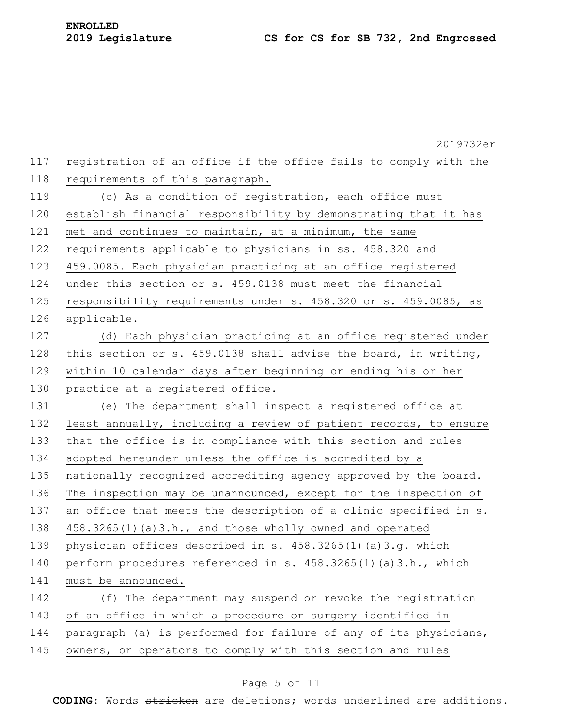registration of an office if the office fails to comply with the requirements of this paragraph.

(c) As a condition of registration, each office must establish financial responsibility by demonstrating that it has met and continues to maintain, at a minimum, the same requirements applicable to physicians in ss. 458.320 and 459.0085. Each physician practicing at an office registered under this section or s. 459.0138 must meet the financial responsibility requirements under s. 458.320 or s. 459.0085, as applicable.

(d) Each physician practicing at an office registered under this section or s. 459.0138 shall advise the board, in writing, within 10 calendar days after beginning or ending his or her practice at a registered office.

(e) The department shall inspect a registered office at least annually, including a review of patient records, to ensure that the office is in compliance with this section and rules adopted hereunder unless the office is accredited by a nationally recognized accrediting agency approved by the board. The inspection may be unannounced, except for the inspection of an office that meets the description of a clinic specified in s. 458.3265(1)(a)3.h., and those wholly owned and operated physician offices described in s. 458.3265(1)(a)3.g. which perform procedures referenced in s. 458.3265(1)(a)3.h., which must be announced.

(f) The department may suspend or revoke the registration of an office in which a procedure or surgery identified in paragraph (a) is performed for failure of any of its physicians, owners, or operators to comply with this section and rules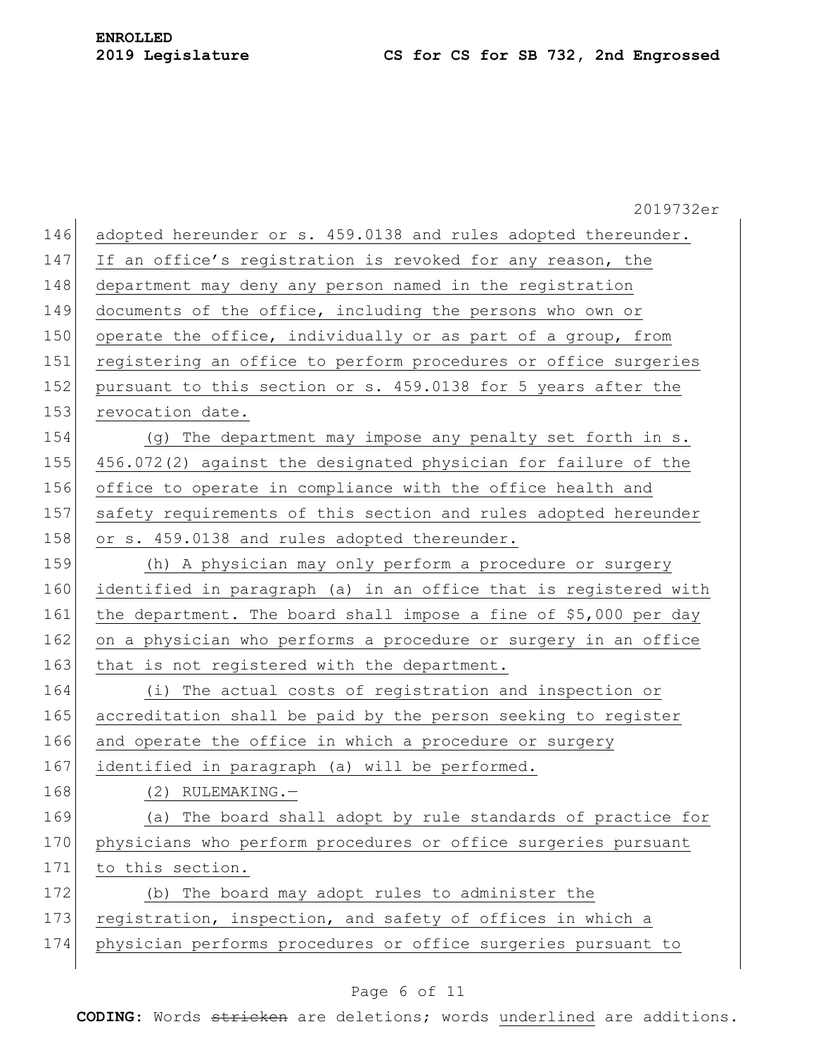adopted hereunder or s. 459.0138 and rules adopted thereunder. If an office's registration is revoked for any reason, the department may deny any person named in the registration documents of the office, including the persons who own or operate the office, individually or as part of a group, from registering an office to perform procedures or office surgeries pursuant to this section or s. 459.0138 for 5 years after the revocation date.

(g) The department may impose any penalty set forth in s. 456.072(2) against the designated physician for failure of the office to operate in compliance with the office health and safety requirements of this section and rules adopted hereunder or s. 459.0138 and rules adopted thereunder.

(h) A physician may only perform a procedure or surgery identified in paragraph (a) in an office that is registered with the department. The board shall impose a fine of $5,000 per day on a physician who performs a procedure or surgery in an office that is not registered with the department.

(i) The actual costs of registration and inspection or accreditation shall be paid by the person seeking to register and operate the office in which a procedure or surgery identified in paragraph (a) will be performed.

(2) RULEMAKING.—

(a) The board shall adopt by rule standards of practice for physicians who perform procedures or office surgeries pursuant to this section.

(b) The board may adopt rules to administer the registration, inspection, and safety of offices in which a physician performs procedures or office surgeries pursuant to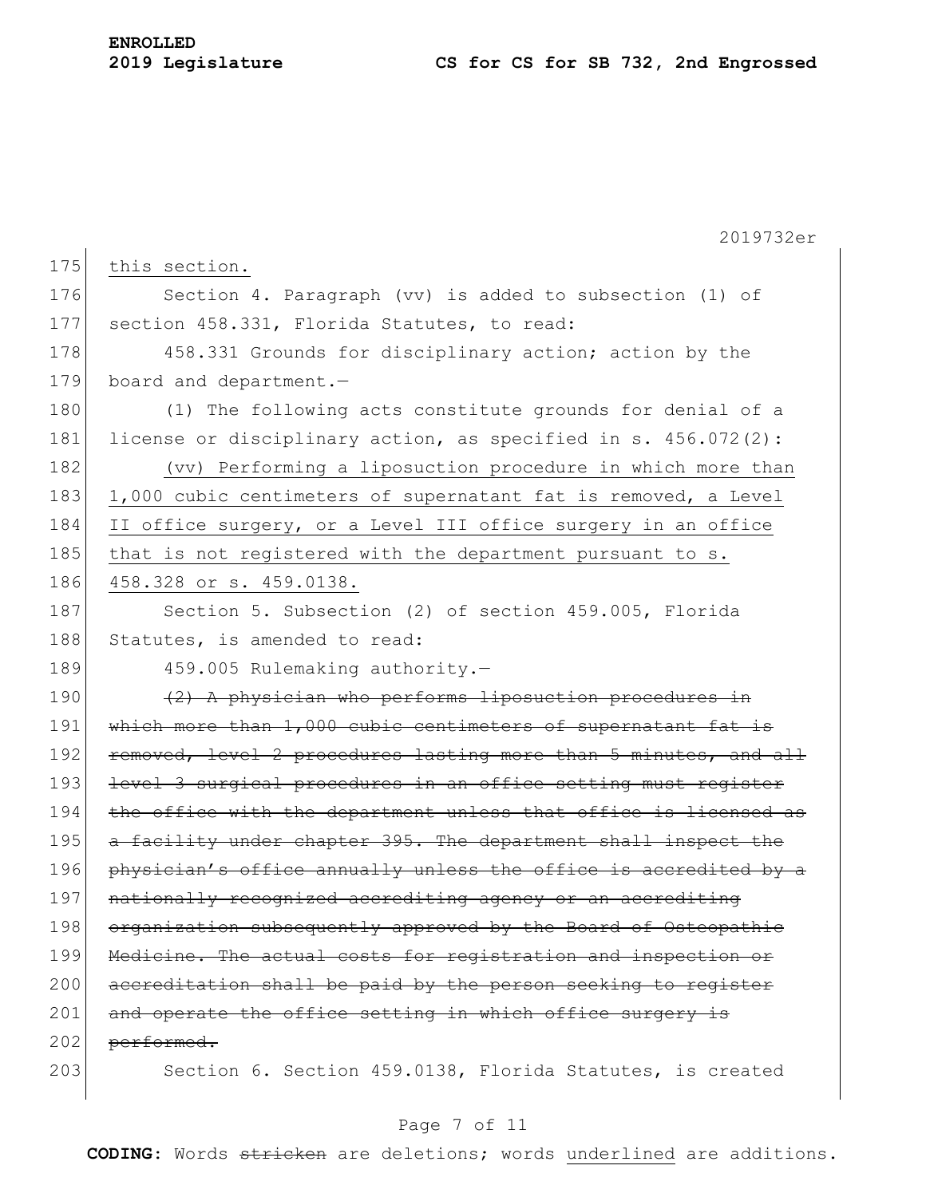this section.

Section 4. Paragraph (vv) is added to subsection (1) of section 458.331, Florida Statutes, to read:

458.331 Grounds for disciplinary action; action by the board and department.—

(1) The following acts constitute grounds for denial of a license or disciplinary action, as specified in s. 456.072(2):

<u>(vv) Performing a liposuction procedure in which more than 1,000 cubic centimeters of supernatant fat is removed, a Level II office surgery, or a Level III office surgery in an office that is not registered with the department pursuant to s. 458.328 or s. 459.0138.</u>

Section 5. Subsection (2) of section 459.005, Florida Statutes, is amended to read:

459.005 Rulemaking authority.—

~~(2) A physician who performs liposuction procedures in which more than 1,000 cubic centimeters of supernatant fat is removed, level 2 procedures lasting more than 5 minutes, and all level 3 surgical procedures in an office setting must register the office with the department unless that office is licensed as a facility under chapter 395. The department shall inspect the physician's office annually unless the office is accredited by a nationally recognized accrediting agency or an accrediting organization subsequently approved by the Board of Osteopathic Medicine. The actual costs for registration and inspection or accreditation shall be paid by the person seeking to register and operate the office setting in which office surgery is performed.~~

Section 6. Section 459.0138, Florida Statutes, is created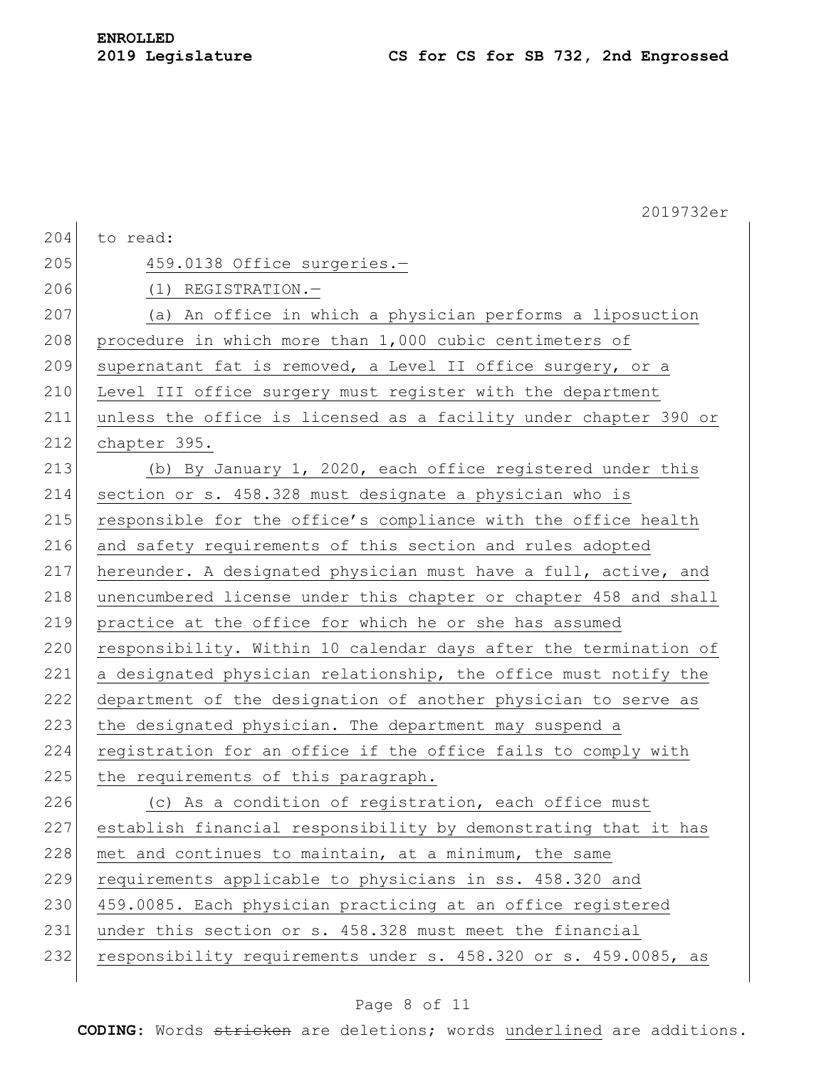to read:

459.0138 Office surgeries.—

(1) REGISTRATION.—

(a) An office in which a physician performs a liposuction procedure in which more than 1,000 cubic centimeters of supernatant fat is removed, a Level II office surgery, or a Level III office surgery must register with the department unless the office is licensed as a facility under chapter 390 or chapter 395.

(b) By January 1, 2020, each office registered under this section or s. 458.328 must designate a physician who is responsible for the office's compliance with the office health and safety requirements of this section and rules adopted hereunder. A designated physician must have a full, active, and unencumbered license under this chapter or chapter 458 and shall practice at the office for which he or she has assumed responsibility. Within 10 calendar days after the termination of a designated physician relationship, the office must notify the department of the designation of another physician to serve as the designated physician. The department may suspend a registration for an office if the office fails to comply with the requirements of this paragraph.

(c) As a condition of registration, each office must establish financial responsibility by demonstrating that it has met and continues to maintain, at a minimum, the same requirements applicable to physicians in ss. 458.320 and 459.0085. Each physician practicing at an office registered under this section or s. 458.328 must meet the financial responsibility requirements under s. 458.320 or s. 459.0085, as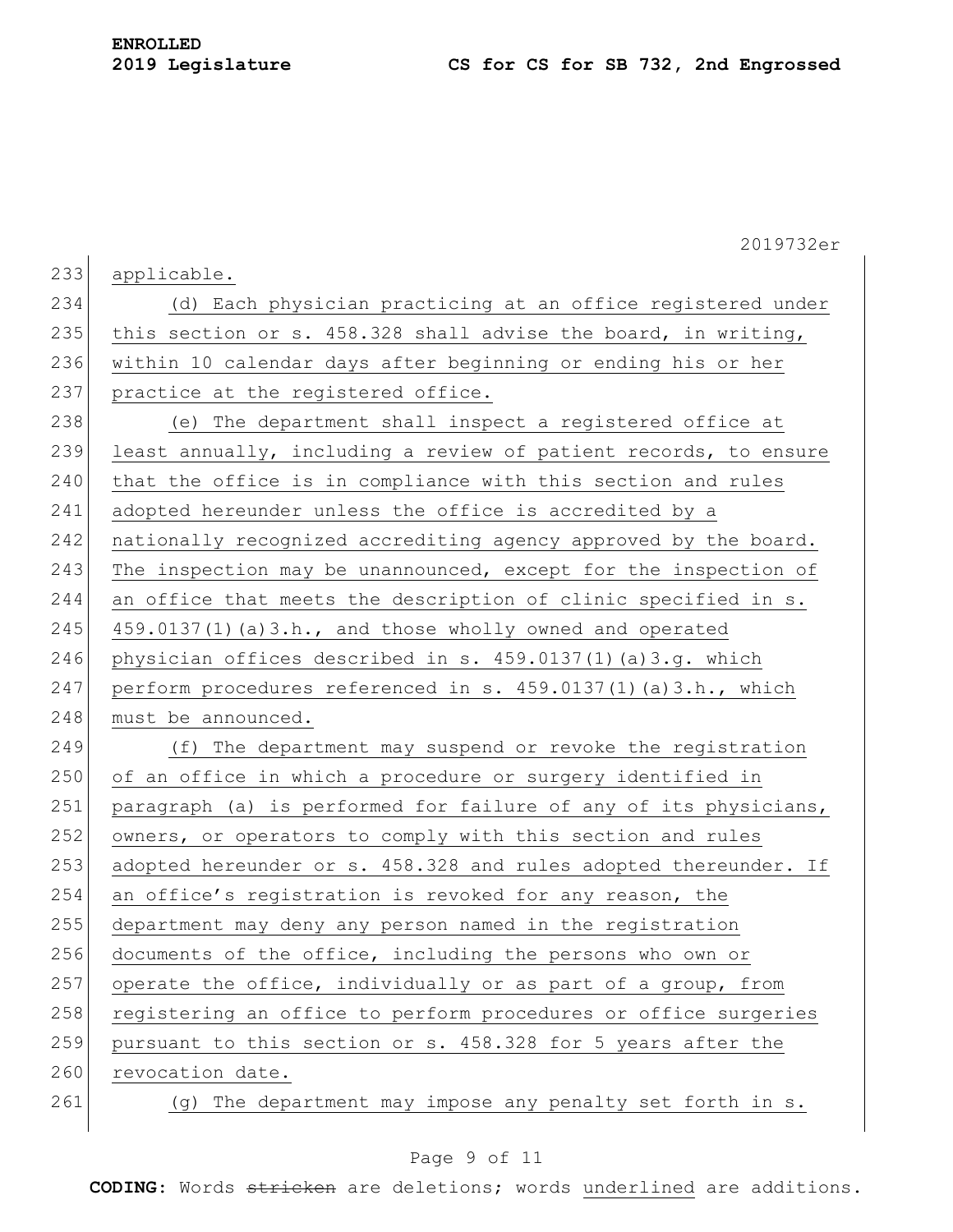applicable.

(d) Each physician practicing at an office registered under this section or s. 458.328 shall advise the board, in writing, within 10 calendar days after beginning or ending his or her practice at the registered office.

(e) The department shall inspect a registered office at least annually, including a review of patient records, to ensure that the office is in compliance with this section and rules adopted hereunder unless the office is accredited by a nationally recognized accrediting agency approved by the board. The inspection may be unannounced, except for the inspection of an office that meets the description of clinic specified in s. 459.0137(1)(a)3.h., and those wholly owned and operated physician offices described in s. 459.0137(1)(a)3.g. which perform procedures referenced in s. 459.0137(1)(a)3.h., which must be announced.

(f) The department may suspend or revoke the registration of an office in which a procedure or surgery identified in paragraph (a) is performed for failure of any of its physicians, owners, or operators to comply with this section and rules adopted hereunder or s. 458.328 and rules adopted thereunder. If an office's registration is revoked for any reason, the department may deny any person named in the registration documents of the office, including the persons who own or operate the office, individually or as part of a group, from registering an office to perform procedures or office surgeries pursuant to this section or s. 458.328 for 5 years after the revocation date.

(g) The department may impose any penalty set forth in s.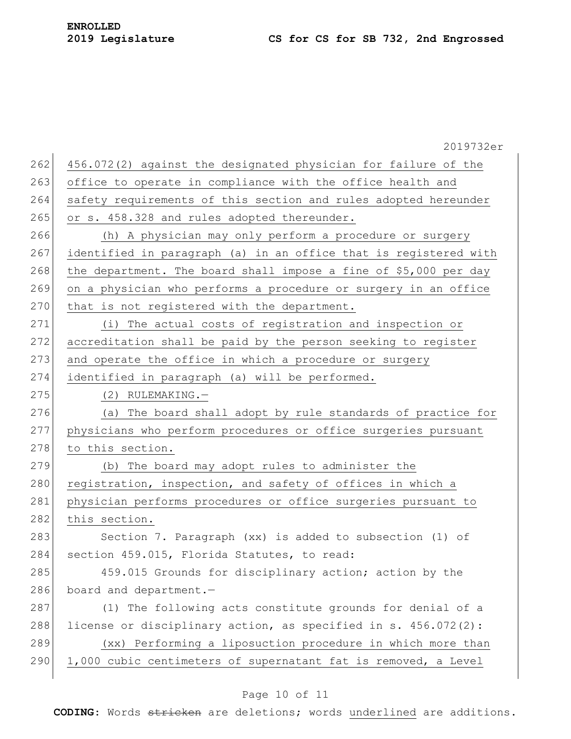456.072(2) against the designated physician for failure of the office to operate in compliance with the office health and safety requirements of this section and rules adopted hereunder or s. 458.328 and rules adopted thereunder.

(h) A physician may only perform a procedure or surgery identified in paragraph (a) in an office that is registered with the department. The board shall impose a fine of $5,000 per day on a physician who performs a procedure or surgery in an office that is not registered with the department.

(i) The actual costs of registration and inspection or accreditation shall be paid by the person seeking to register and operate the office in which a procedure or surgery identified in paragraph (a) will be performed.

(2) RULEMAKING.—

(a) The board shall adopt by rule standards of practice for physicians who perform procedures or office surgeries pursuant to this section.

(b) The board may adopt rules to administer the registration, inspection, and safety of offices in which a physician performs procedures or office surgeries pursuant to this section.

Section 7. Paragraph (xx) is added to subsection (1) of section 459.015, Florida Statutes, to read:

459.015 Grounds for disciplinary action; action by the board and department.—

(1) The following acts constitute grounds for denial of a license or disciplinary action, as specified in s. 456.072(2):

(xx) Performing a liposuction procedure in which more than 1,000 cubic centimeters of supernatant fat is removed, a Level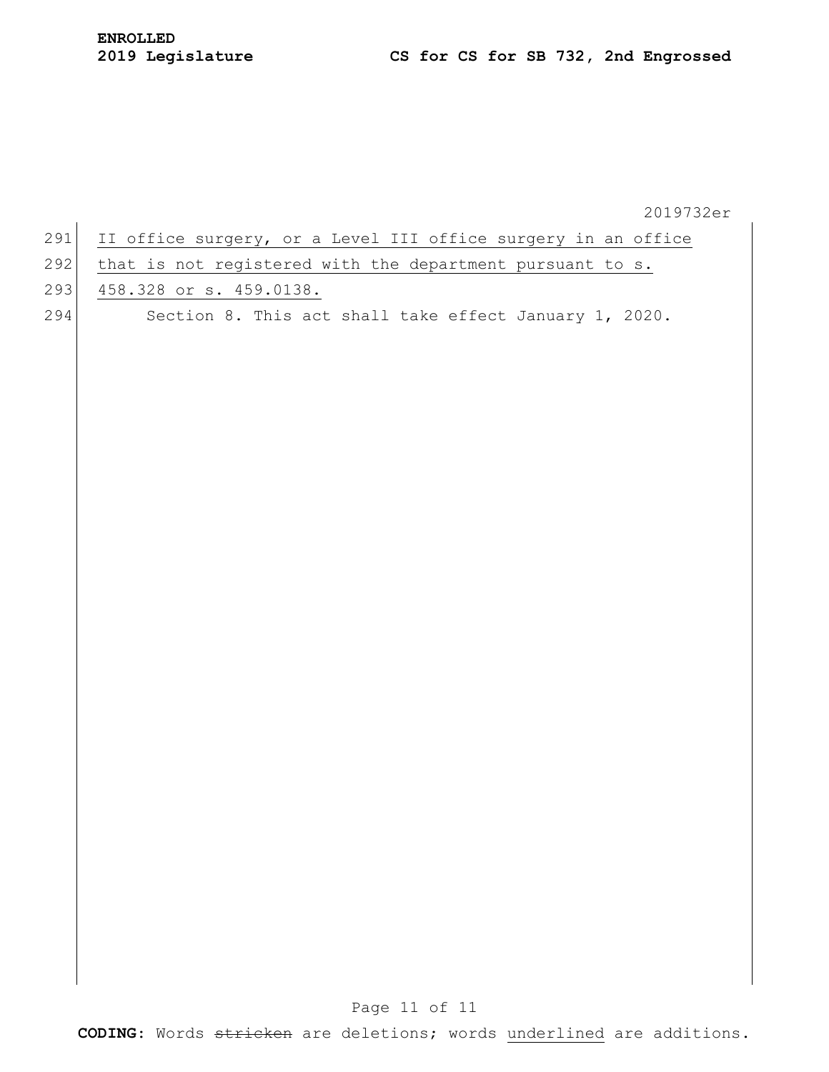291 II office surgery, or a Level III office surgery in an office

292 that is not registered with the department pursuant to s.

293 458.328 or s. 459.0138.

294 Section 8. This act shall take effect January 1, 2020.

**CODING:** Words ~~stricken~~ are deletions; words underlined are additions.